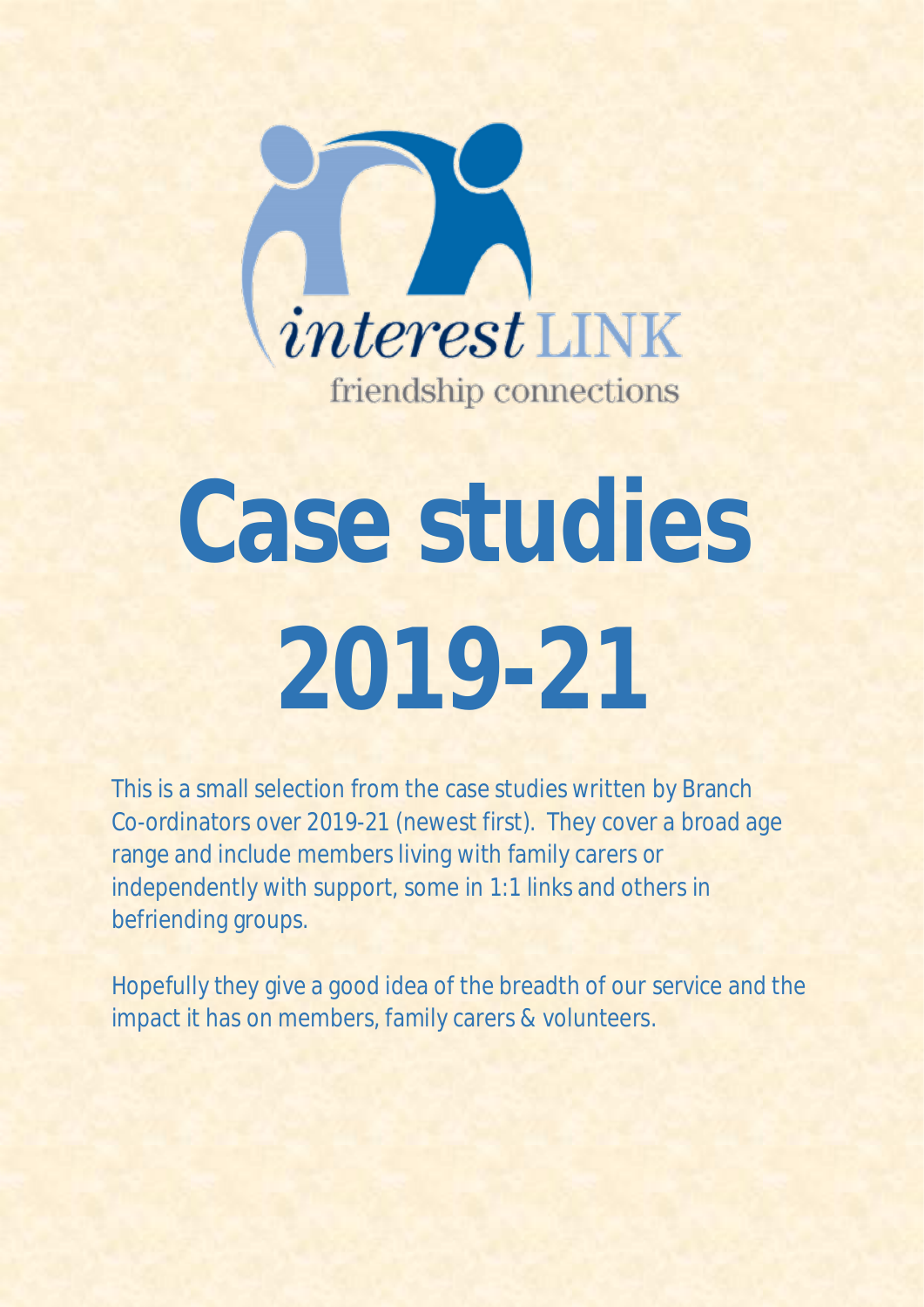interest LINK

friendship connections

# Case studies 2019-21

This is a small selection from the case studies written by Branch Co-ordinators over 2019-21 (newest first). They cover a broad age range and include members living with family carers or independently with support, some in 1:1 links and others in befriending groups.

Hopefully they give a good idea of the breadth of our service and the impact it has on members, family carers & volunteers.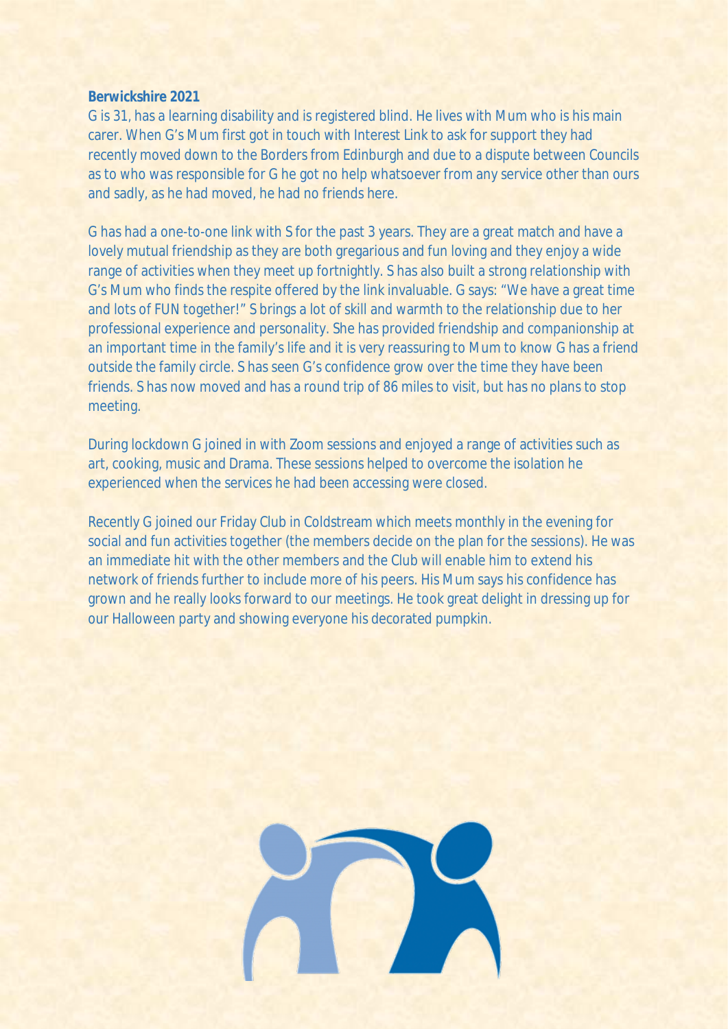**Berwickshire 2021**

G is 31, has a learning disability and is registered blind. He lives with Mum who is his main carer. When G's Mum first got in touch with Interest Link to ask for support they had recently moved down to the Borders from Edinburgh and due to a dispute between Councils as to who was responsible for G he got no help whatsoever from any service other than ours and sadly, as he had moved, he had no friends here.

G has had a one-to-one link with S for the past 3 years. They are a great match and have a lovely mutual friendship as they are both gregarious and fun loving and they enjoy a wide range of activities when they meet up fortnightly. S has also built a strong relationship with G's Mum who finds the respite offered by the link invaluable. G says: "We have a great time and lots of FUN together!" S brings a lot of skill and warmth to the relationship due to her professional experience and personality. She has provided friendship and companionship at an important time in the family's life and it is very reassuring to Mum to know G has a friend outside the family circle. S has seen G's confidence grow over the time they have been friends. S has now moved and has a round trip of 86 miles to visit, but has no plans to stop meeting.

During lockdown G joined in with Zoom sessions and enjoyed a range of activities such as art, cooking, music and Drama. These sessions helped to overcome the isolation he experienced when the services he had been accessing were closed.

Recently G joined our Friday Club in Coldstream which meets monthly in the evening for social and fun activities together (the members decide on the plan for the sessions). He was an immediate hit with the other members and the Club will enable him to extend his network of friends further to include more of his peers. His Mum says his confidence has grown and he really looks forward to our meetings. He took great delight in dressing up for our Halloween party and showing everyone his decorated pumpkin.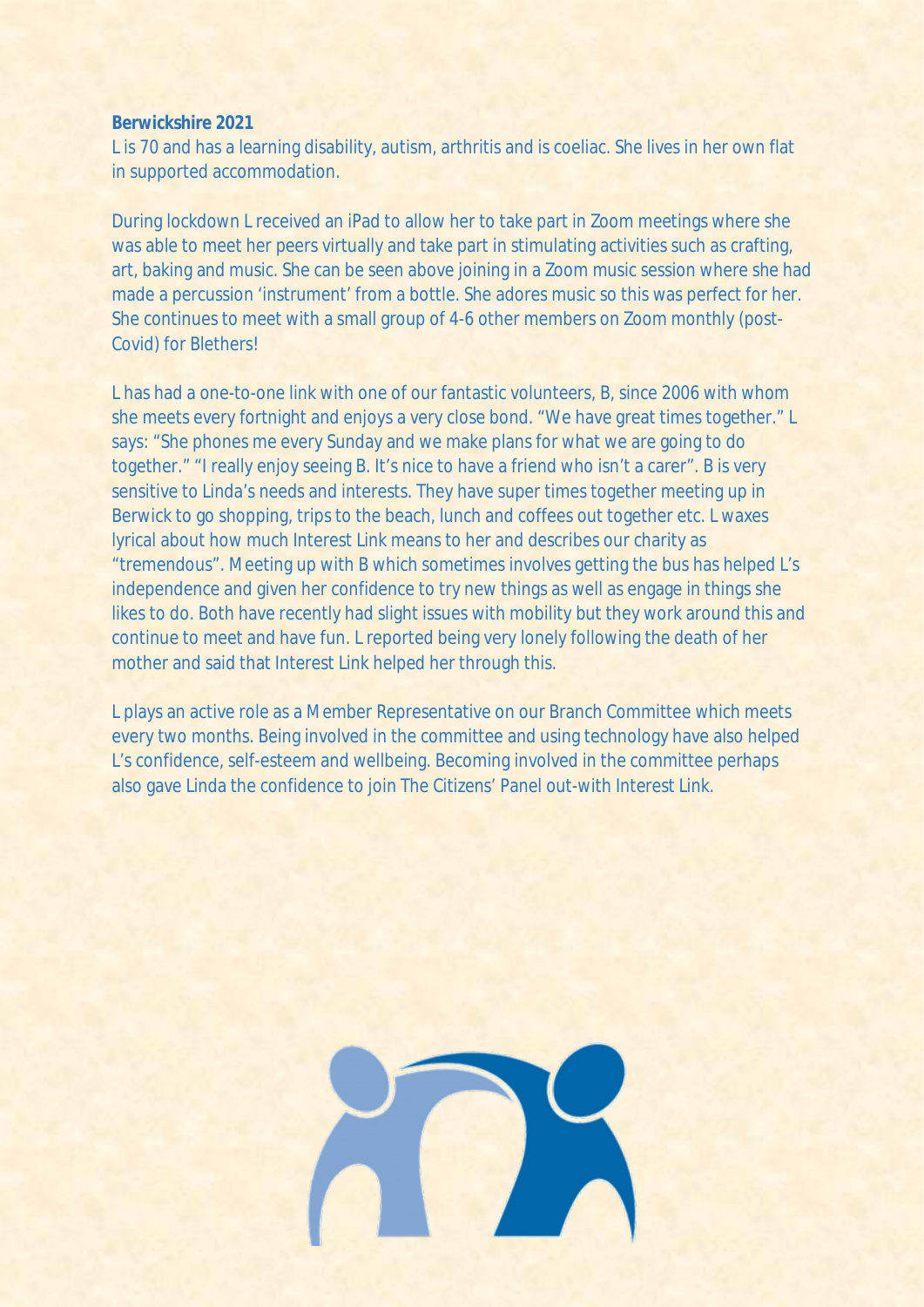**Berwickshire 2021**

L is 70 and has a learning disability, autism, arthritis and is coeliac. She lives in her own flat in supported accommodation.

During lockdown L received an iPad to allow her to take part in Zoom meetings where she was able to meet her peers virtually and take part in stimulating activities such as crafting, art, baking and music. She can be seen above joining in a Zoom music session where she had made a percussion 'instrument' from a bottle. She adores music so this was perfect for her. She continues to meet with a small group of 4-6 other members on Zoom monthly (post-Covid) for Blethers!

L has had a one-to-one link with one of our fantastic volunteers, B, since 2006 with whom she meets every fortnight and enjoys a very close bond. "We have great times together." L says: "She phones me every Sunday and we make plans for what we are going to do together." "I really enjoy seeing B. It's nice to have a friend who isn't a carer". B is very sensitive to Linda's needs and interests. They have super times together meeting up in Berwick to go shopping, trips to the beach, lunch and coffees out together etc. L waxes lyrical about how much Interest Link means to her and describes our charity as "tremendous". Meeting up with B which sometimes involves getting the bus has helped L's independence and given her confidence to try new things as well as engage in things she likes to do. Both have recently had slight issues with mobility but they work around this and continue to meet and have fun. L reported being very lonely following the death of her mother and said that Interest Link helped her through this.

L plays an active role as a Member Representative on our Branch Committee which meets every two months. Being involved in the committee and using technology have also helped L's confidence, self-esteem and wellbeing. Becoming involved in the committee perhaps also gave Linda the confidence to join The Citizens' Panel out-with Interest Link.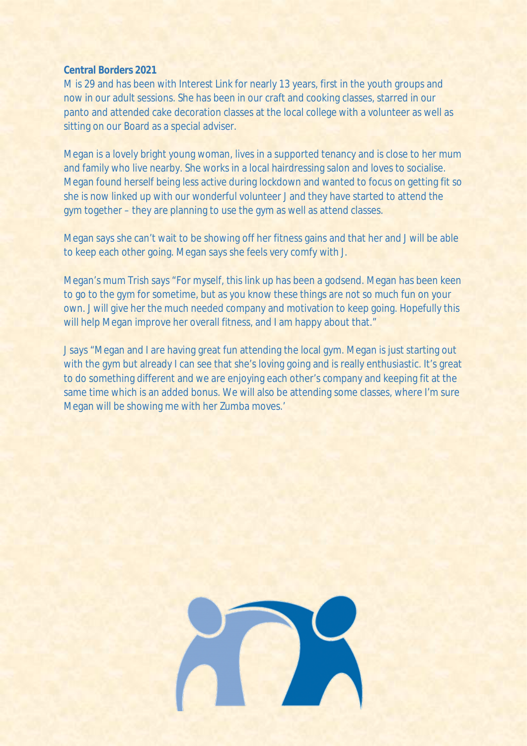**Central Borders 2021**

M is 29 and has been with Interest Link for nearly 13 years, first in the youth groups and now in our adult sessions. She has been in our craft and cooking classes, starred in our panto and attended cake decoration classes at the local college with a volunteer as well as sitting on our Board as a special adviser.

Megan is a lovely bright young woman, lives in a supported tenancy and is close to her mum and family who live nearby. She works in a local hairdressing salon and loves to socialise. Megan found herself being less active during lockdown and wanted to focus on getting fit so she is now linked up with our wonderful volunteer J and they have started to attend the gym together – they are planning to use the gym as well as attend classes.

Megan says she can't wait to be showing off her fitness gains and that her and J will be able to keep each other going. Megan says she feels very comfy with J.

Megan's mum Trish says "For myself, this link up has been a godsend. Megan has been keen to go to the gym for sometime, but as you know these things are not so much fun on your own. J will give her the much needed company and motivation to keep going. Hopefully this will help Megan improve her overall fitness, and I am happy about that."

J says "Megan and I are having great fun attending the local gym. Megan is just starting out with the gym but already I can see that she's loving going and is really enthusiastic. It's great to do something different and we are enjoying each other's company and keeping fit at the same time which is an added bonus. We will also be attending some classes, where I'm sure Megan will be showing me with her Zumba moves.'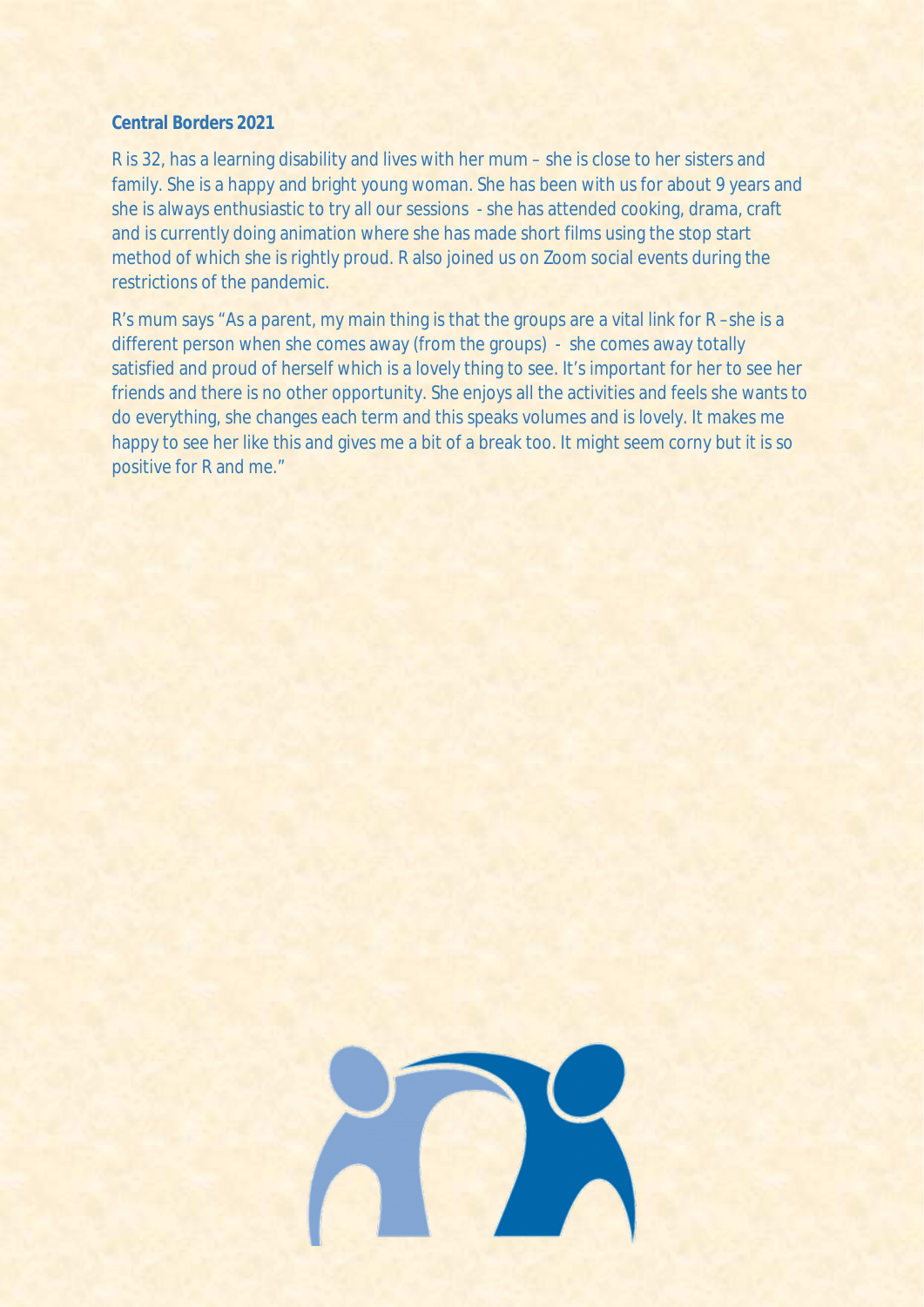**Central Borders 2021**

R is 32, has a learning disability and lives with her mum – she is close to her sisters and family. She is a happy and bright young woman. She has been with us for about 9 years and she is always enthusiastic to try all our sessions - she has attended cooking, drama, craft and is currently doing animation where she has made short films using the stop start method of which she is rightly proud. R also joined us on Zoom social events during the restrictions of the pandemic.

R's mum says "As a parent, my main thing is that the groups are a vital link for R –she is a different person when she comes away (from the groups) - she comes away totally satisfied and proud of herself which is a lovely thing to see. It's important for her to see her friends and there is no other opportunity. She enjoys all the activities and feels she wants to do everything, she changes each term and this speaks volumes and is lovely. It makes me happy to see her like this and gives me a bit of a break too. It might seem corny but it is so positive for R and me."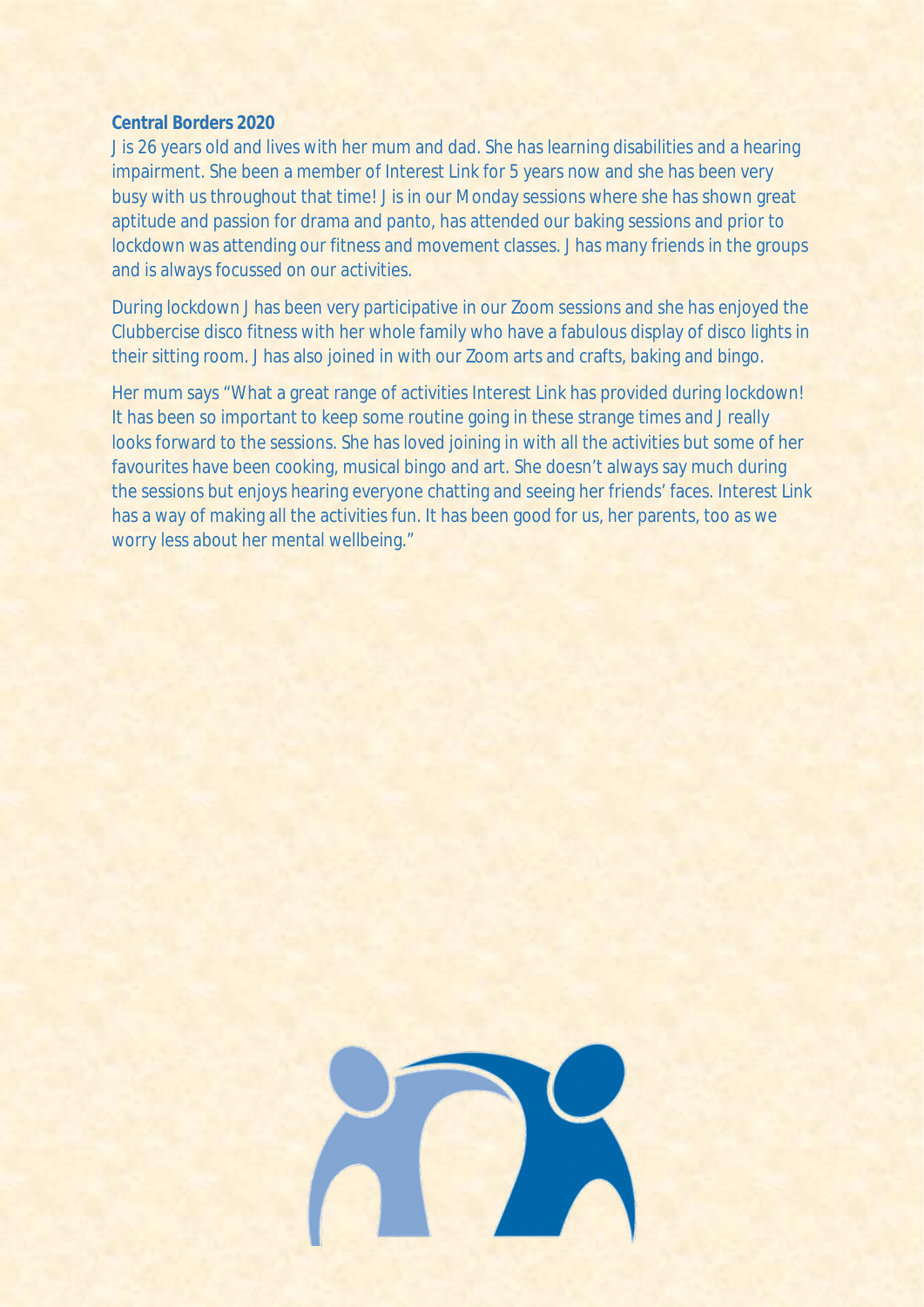**Central Borders 2020**

J is 26 years old and lives with her mum and dad. She has learning disabilities and a hearing impairment. She been a member of Interest Link for 5 years now and she has been very busy with us throughout that time! J is in our Monday sessions where she has shown great aptitude and passion for drama and panto, has attended our baking sessions and prior to lockdown was attending our fitness and movement classes. J has many friends in the groups and is always focussed on our activities.

During lockdown J has been very participative in our Zoom sessions and she has enjoyed the Clubbercise disco fitness with her whole family who have a fabulous display of disco lights in their sitting room. J has also joined in with our Zoom arts and crafts, baking and bingo.

Her mum says "What a great range of activities Interest Link has provided during lockdown! It has been so important to keep some routine going in these strange times and J really looks forward to the sessions. She has loved joining in with all the activities but some of her favourites have been cooking, musical bingo and art. She doesn't always say much during the sessions but enjoys hearing everyone chatting and seeing her friends' faces. Interest Link has a way of making all the activities fun. It has been good for us, her parents, too as we worry less about her mental wellbeing."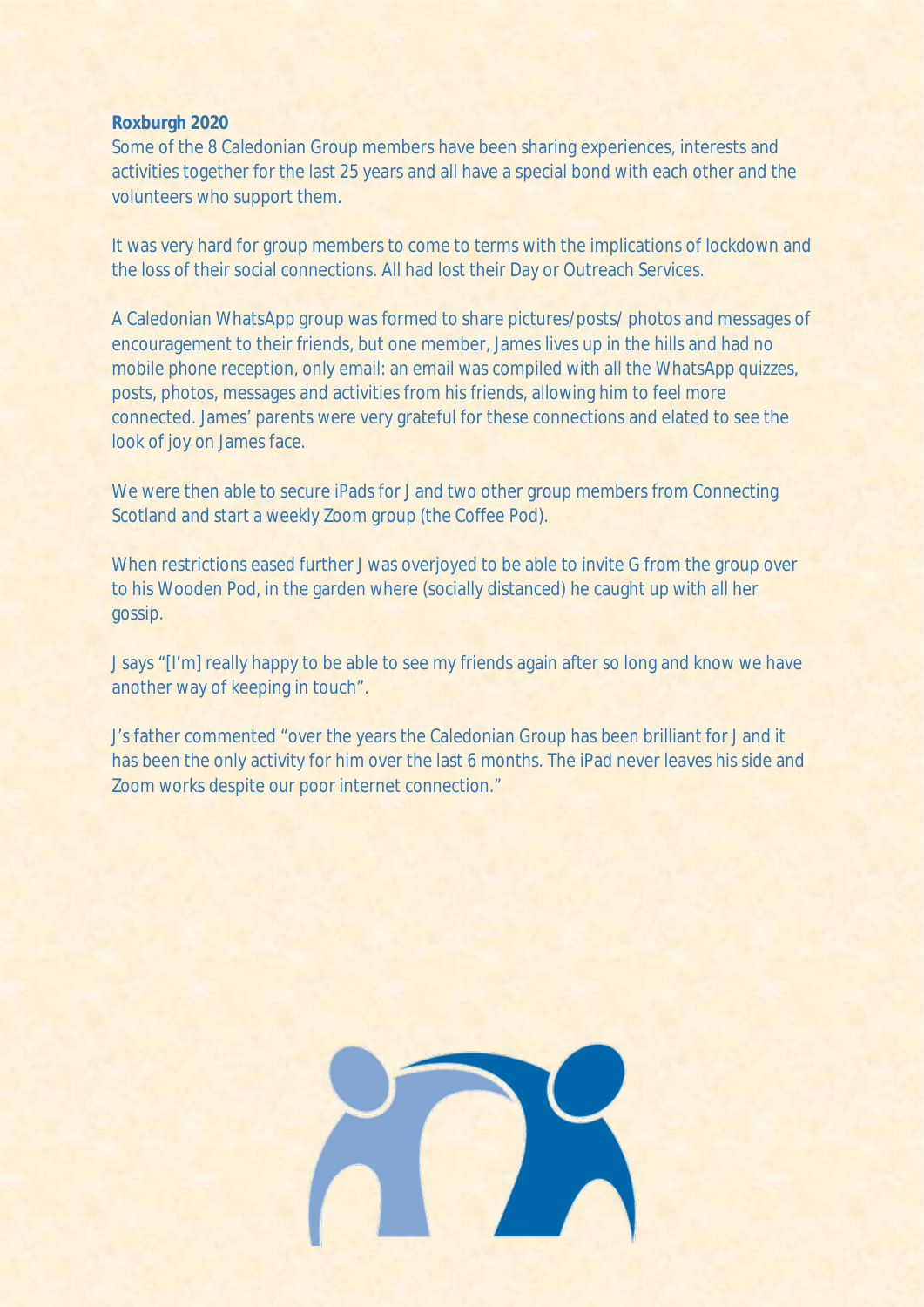**Roxburgh 2020**

Some of the 8 Caledonian Group members have been sharing experiences, interests and activities together for the last 25 years and all have a special bond with each other and the volunteers who support them.

It was very hard for group members to come to terms with the implications of lockdown and the loss of their social connections. All had lost their Day or Outreach Services.

A Caledonian WhatsApp group was formed to share pictures/posts/ photos and messages of encouragement to their friends, but one member, James lives up in the hills and had no mobile phone reception, only email: an email was compiled with all the WhatsApp quizzes, posts, photos, messages and activities from his friends, allowing him to feel more connected. James' parents were very grateful for these connections and elated to see the look of joy on James face.

We were then able to secure iPads for J and two other group members from Connecting Scotland and start a weekly Zoom group (the Coffee Pod).

When restrictions eased further J was overjoyed to be able to invite G from the group over to his Wooden Pod, in the garden where (socially distanced) he caught up with all her gossip.

J says "[I'm] really happy to be able to see my friends again after so long and know we have another way of keeping in touch".

J's father commented "over the years the Caledonian Group has been brilliant for J and it has been the only activity for him over the last 6 months. The iPad never leaves his side and Zoom works despite our poor internet connection."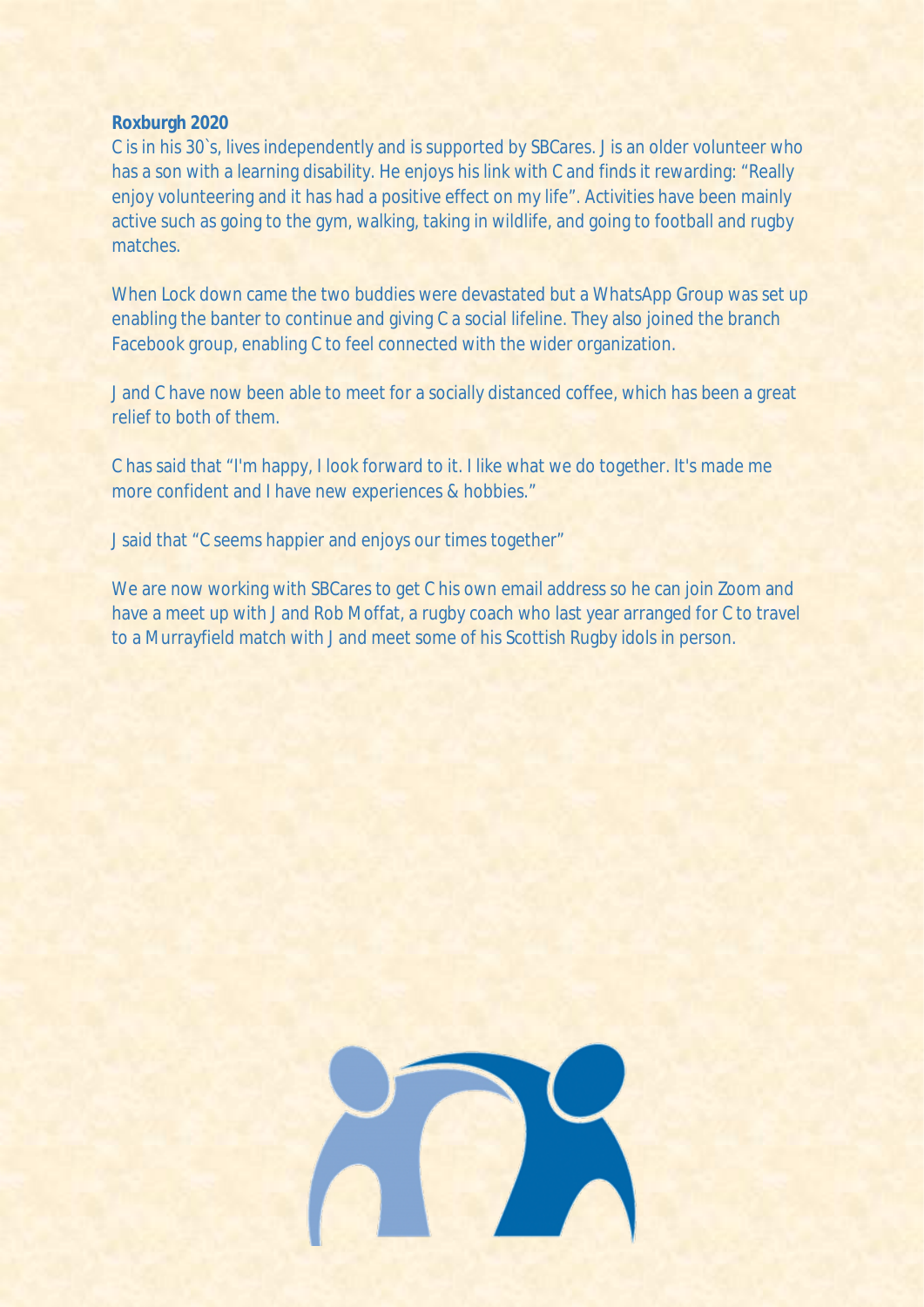**Roxburgh 2020**

C is in his 30`s, lives independently and is supported by SBCares. J is an older volunteer who has a son with a learning disability. He enjoys his link with C and finds it rewarding: "Really enjoy volunteering and it has had a positive effect on my life". Activities have been mainly active such as going to the gym, walking, taking in wildlife, and going to football and rugby matches.

When Lock down came the two buddies were devastated but a WhatsApp Group was set up enabling the banter to continue and giving C a social lifeline. They also joined the branch Facebook group, enabling C to feel connected with the wider organization.

J and C have now been able to meet for a socially distanced coffee, which has been a great relief to both of them.

C has said that "I'm happy, I look forward to it. I like what we do together. It's made me more confident and I have new experiences & hobbies."

J said that "C seems happier and enjoys our times together"

We are now working with SBCares to get C his own email address so he can join Zoom and have a meet up with J and Rob Moffat, a rugby coach who last year arranged for C to travel to a Murrayfield match with J and meet some of his Scottish Rugby idols in person.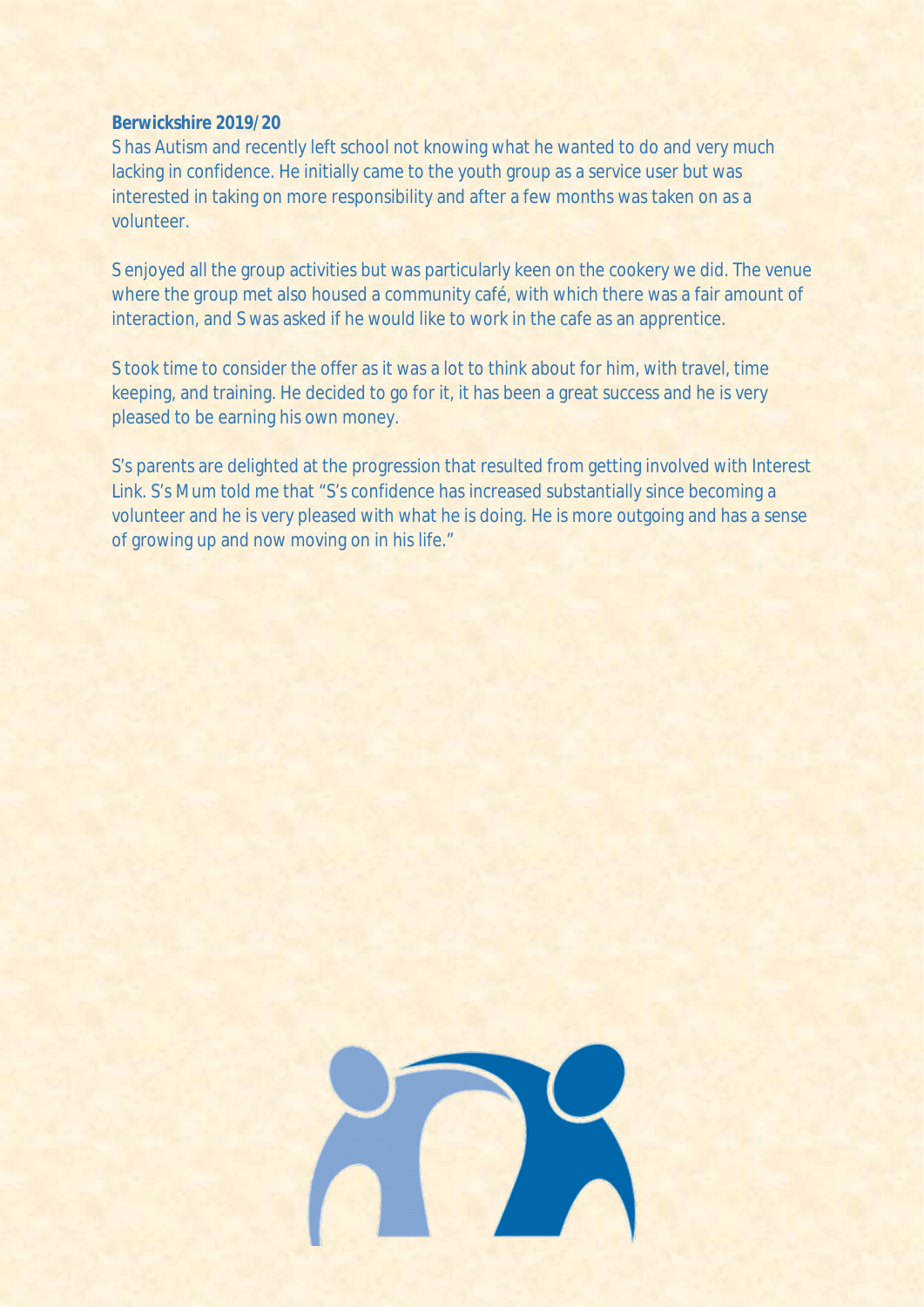**Berwickshire 2019/20**

S has Autism and recently left school not knowing what he wanted to do and very much lacking in confidence. He initially came to the youth group as a service user but was interested in taking on more responsibility and after a few months was taken on as a volunteer.

S enjoyed all the group activities but was particularly keen on the cookery we did. The venue where the group met also housed a community café, with which there was a fair amount of interaction, and S was asked if he would like to work in the cafe as an apprentice.

S took time to consider the offer as it was a lot to think about for him, with travel, time keeping, and training. He decided to go for it, it has been a great success and he is very pleased to be earning his own money.

S's parents are delighted at the progression that resulted from getting involved with Interest Link. S's Mum told me that "S's confidence has increased substantially since becoming a volunteer and he is very pleased with what he is doing. He is more outgoing and has a sense of growing up and now moving on in his life."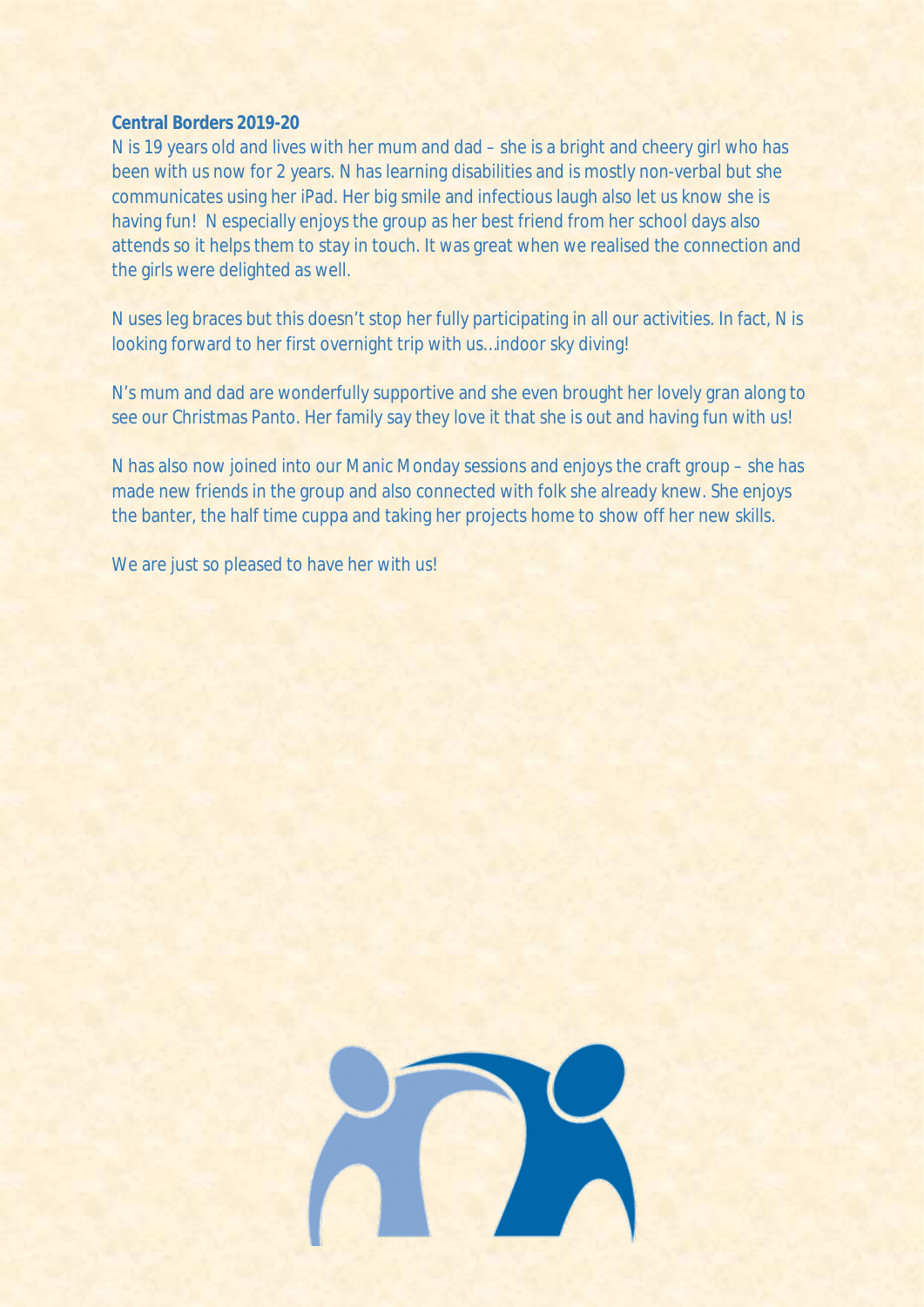**Central Borders 2019-20**

N is 19 years old and lives with her mum and dad – she is a bright and cheery girl who has been with us now for 2 years. N has learning disabilities and is mostly non-verbal but she communicates using her iPad. Her big smile and infectious laugh also let us know she is having fun! N especially enjoys the group as her best friend from her school days also attends so it helps them to stay in touch. It was great when we realised the connection and the girls were delighted as well.

N uses leg braces but this doesn't stop her fully participating in all our activities. In fact, N is looking forward to her first overnight trip with us…indoor sky diving!

N's mum and dad are wonderfully supportive and she even brought her lovely gran along to see our Christmas Panto. Her family say they love it that she is out and having fun with us!

N has also now joined into our Manic Monday sessions and enjoys the craft group – she has made new friends in the group and also connected with folk she already knew. She enjoys the banter, the half time cuppa and taking her projects home to show off her new skills.

We are just so pleased to have her with us!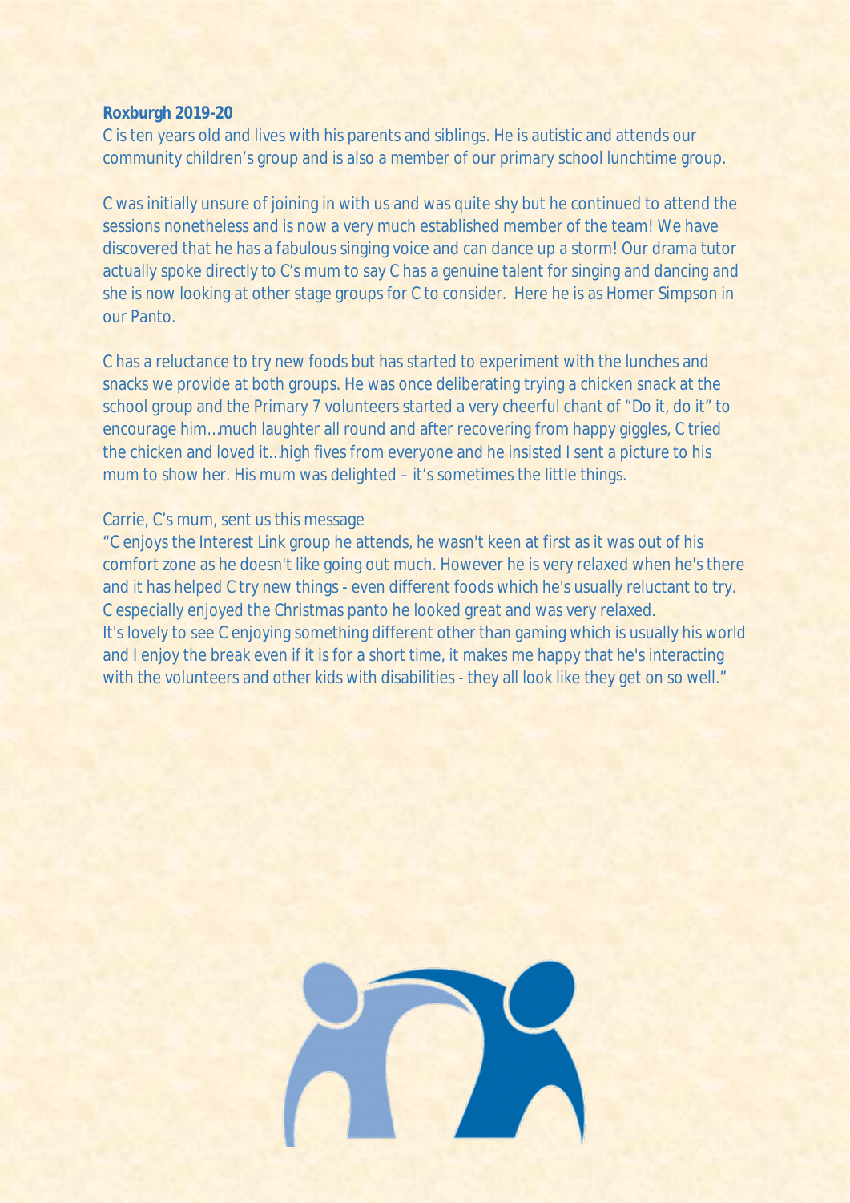**Roxburgh 2019-20**

C is ten years old and lives with his parents and siblings. He is autistic and attends our community children's group and is also a member of our primary school lunchtime group.

C was initially unsure of joining in with us and was quite shy but he continued to attend the sessions nonetheless and is now a very much established member of the team! We have discovered that he has a fabulous singing voice and can dance up a storm! Our drama tutor actually spoke directly to C's mum to say C has a genuine talent for singing and dancing and she is now looking at other stage groups for C to consider. Here he is as Homer Simpson in our Panto.

C has a reluctance to try new foods but has started to experiment with the lunches and snacks we provide at both groups. He was once deliberating trying a chicken snack at the school group and the Primary 7 volunteers started a very cheerful chant of "Do it, do it" to encourage him…much laughter all round and after recovering from happy giggles, C tried the chicken and loved it…high fives from everyone and he insisted I sent a picture to his mum to show her. His mum was delighted – it's sometimes the little things.

Carrie, C's mum, sent us this message

"C enjoys the Interest Link group he attends, he wasn't keen at first as it was out of his comfort zone as he doesn't like going out much. However he is very relaxed when he's there and it has helped C try new things - even different foods which he's usually reluctant to try. C especially enjoyed the Christmas panto he looked great and was very relaxed.
It's lovely to see C enjoying something different other than gaming which is usually his world and I enjoy the break even if it is for a short time, it makes me happy that he's interacting with the volunteers and other kids with disabilities - they all look like they get on so well."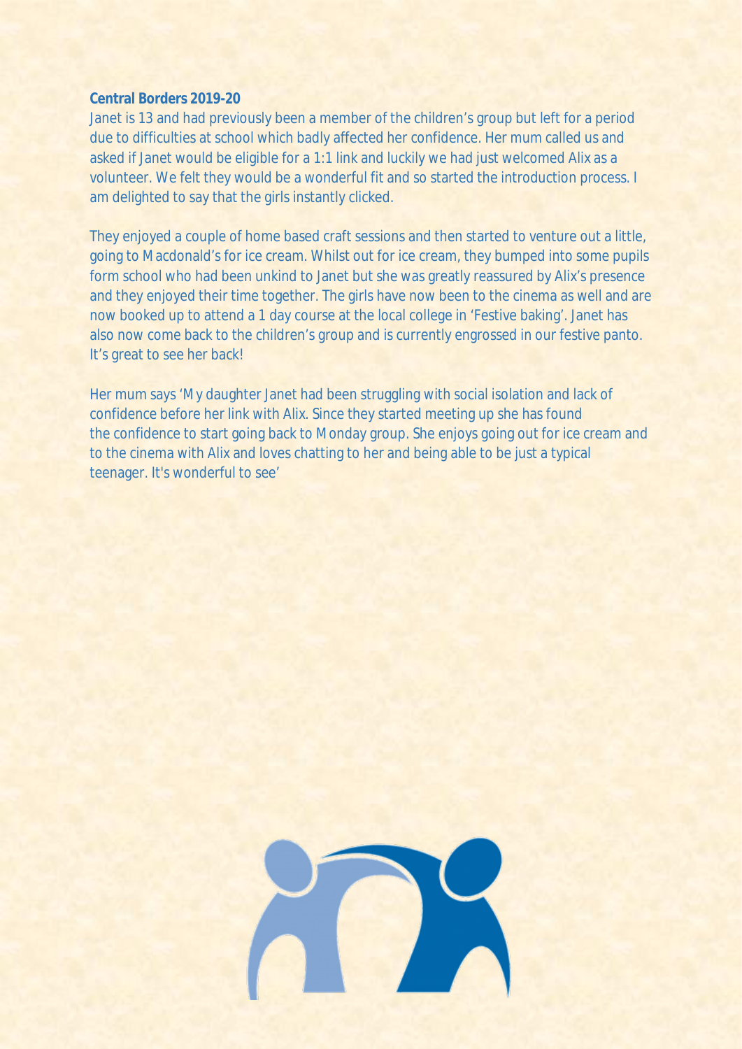**Central Borders 2019-20**

Janet is 13 and had previously been a member of the children's group but left for a period due to difficulties at school which badly affected her confidence. Her mum called us and asked if Janet would be eligible for a 1:1 link and luckily we had just welcomed Alix as a volunteer. We felt they would be a wonderful fit and so started the introduction process. I am delighted to say that the girls instantly clicked.

They enjoyed a couple of home based craft sessions and then started to venture out a little, going to Macdonald's for ice cream. Whilst out for ice cream, they bumped into some pupils form school who had been unkind to Janet but she was greatly reassured by Alix's presence and they enjoyed their time together. The girls have now been to the cinema as well and are now booked up to attend a 1 day course at the local college in 'Festive baking'. Janet has also now come back to the children's group and is currently engrossed in our festive panto. It's great to see her back!

Her mum says 'My daughter Janet had been struggling with social isolation and lack of confidence before her link with Alix. Since they started meeting up she has found the confidence to start going back to Monday group. She enjoys going out for ice cream and to the cinema with Alix and loves chatting to her and being able to be just a typical teenager. It's wonderful to see'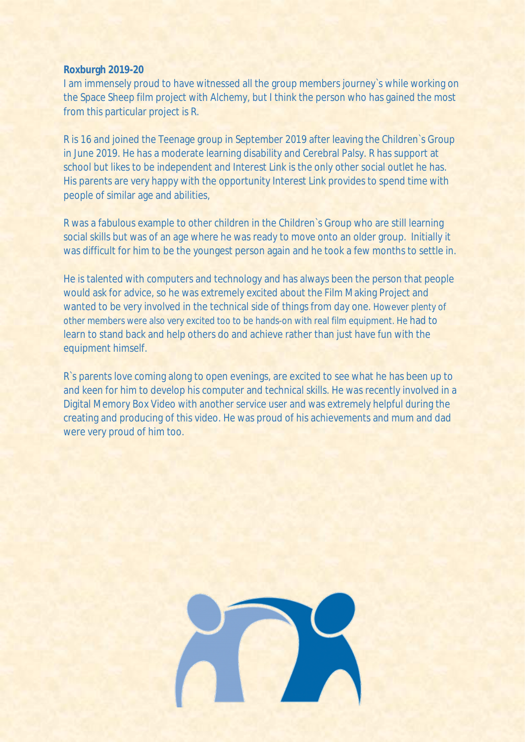**Roxburgh 2019-20**

I am immensely proud to have witnessed all the group members journey`s while working on the Space Sheep film project with Alchemy, but I think the person who has gained the most from this particular project is R.

R is 16 and joined the Teenage group in September 2019 after leaving the Children`s Group in June 2019. He has a moderate learning disability and Cerebral Palsy. R has support at school but likes to be independent and Interest Link is the only other social outlet he has. His parents are very happy with the opportunity Interest Link provides to spend time with people of similar age and abilities,

R was a fabulous example to other children in the Children`s Group who are still learning social skills but was of an age where he was ready to move onto an older group. Initially it was difficult for him to be the youngest person again and he took a few months to settle in.

He is talented with computers and technology and has always been the person that people would ask for advice, so he was extremely excited about the Film Making Project and wanted to be very involved in the technical side of things from day one. However plenty of other members were also very excited too to be hands-on with real film equipment. He had to learn to stand back and help others do and achieve rather than just have fun with the equipment himself.

R`s parents love coming along to open evenings, are excited to see what he has been up to and keen for him to develop his computer and technical skills. He was recently involved in a Digital Memory Box Video with another service user and was extremely helpful during the creating and producing of this video. He was proud of his achievements and mum and dad were very proud of him too.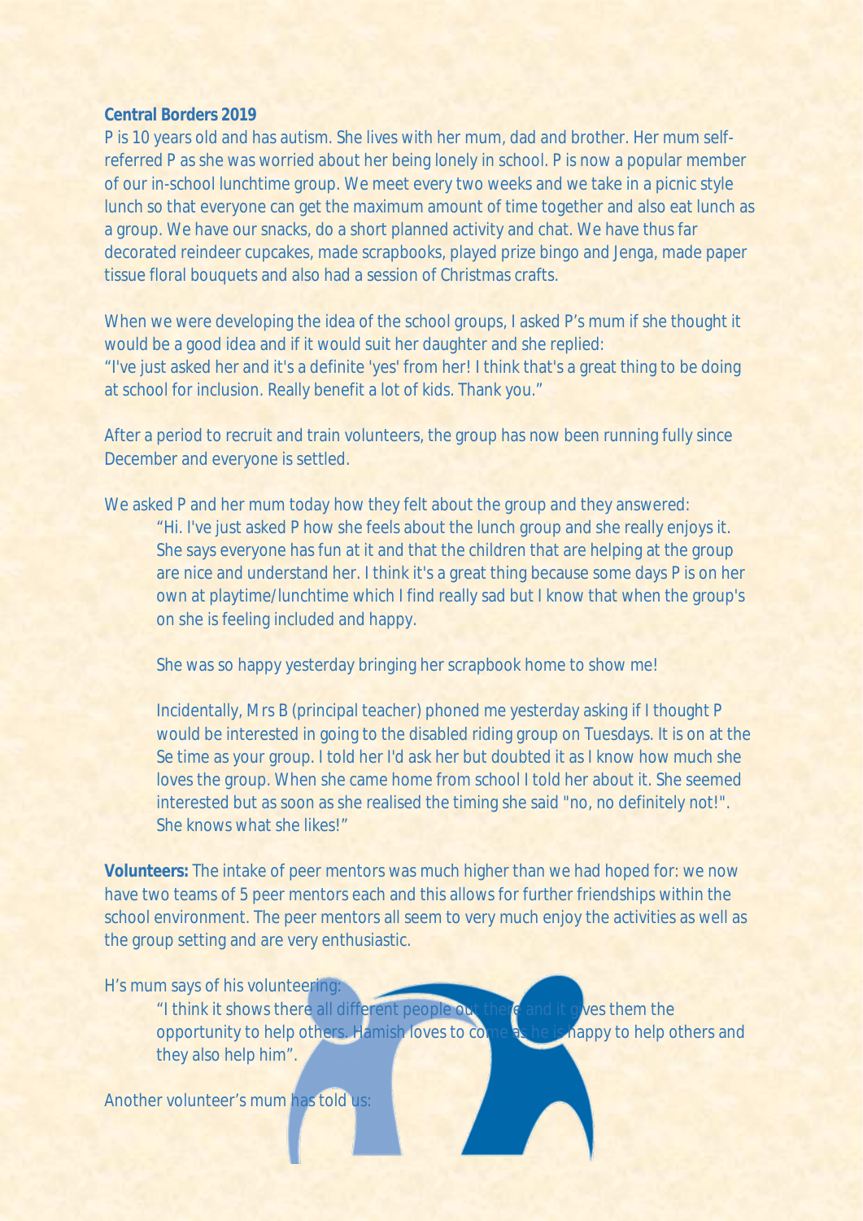**Central Borders 2019**

P is 10 years old and has autism. She lives with her mum, dad and brother. Her mum self-referred P as she was worried about her being lonely in school. P is now a popular member of our in-school lunchtime group. We meet every two weeks and we take in a picnic style lunch so that everyone can get the maximum amount of time together and also eat lunch as a group. We have our snacks, do a short planned activity and chat. We have thus far decorated reindeer cupcakes, made scrapbooks, played prize bingo and Jenga, made paper tissue floral bouquets and also had a session of Christmas crafts.

When we were developing the idea of the school groups, I asked P's mum if she thought it would be a good idea and if it would suit her daughter and she replied:
"I've just asked her and it's a definite 'yes' from her! I think that's a great thing to be doing at school for inclusion. Really benefit a lot of kids. Thank you."

After a period to recruit and train volunteers, the group has now been running fully since December and everyone is settled.

We asked P and her mum today how they felt about the group and they answered:

> "Hi. I've just asked P how she feels about the lunch group and she really enjoys it. She says everyone has fun at it and that the children that are helping at the group are nice and understand her. I think it's a great thing because some days P is on her own at playtime/lunchtime which I find really sad but I know that when the group's on she is feeling included and happy.
>
> She was so happy yesterday bringing her scrapbook home to show me!
>
> Incidentally, Mrs B (principal teacher) phoned me yesterday asking if I thought P would be interested in going to the disabled riding group on Tuesdays. It is on at the Se time as your group. I told her I'd ask her but doubted it as I know how much she loves the group. When she came home from school I told her about it. She seemed interested but as soon as she realised the timing she said "no, no definitely not!". She knows what she likes!"

**Volunteers:** The intake of peer mentors was much higher than we had hoped for: we now have two teams of 5 peer mentors each and this allows for further friendships within the school environment. The peer mentors all seem to very much enjoy the activities as well as the group setting and are very enthusiastic.

H's mum says of his volunteering:

> "I think it shows there all different people out there and it gives them the opportunity to help others. Hamish loves to come as he is happy to help others and they also help him".

Another volunteer's mum has told us: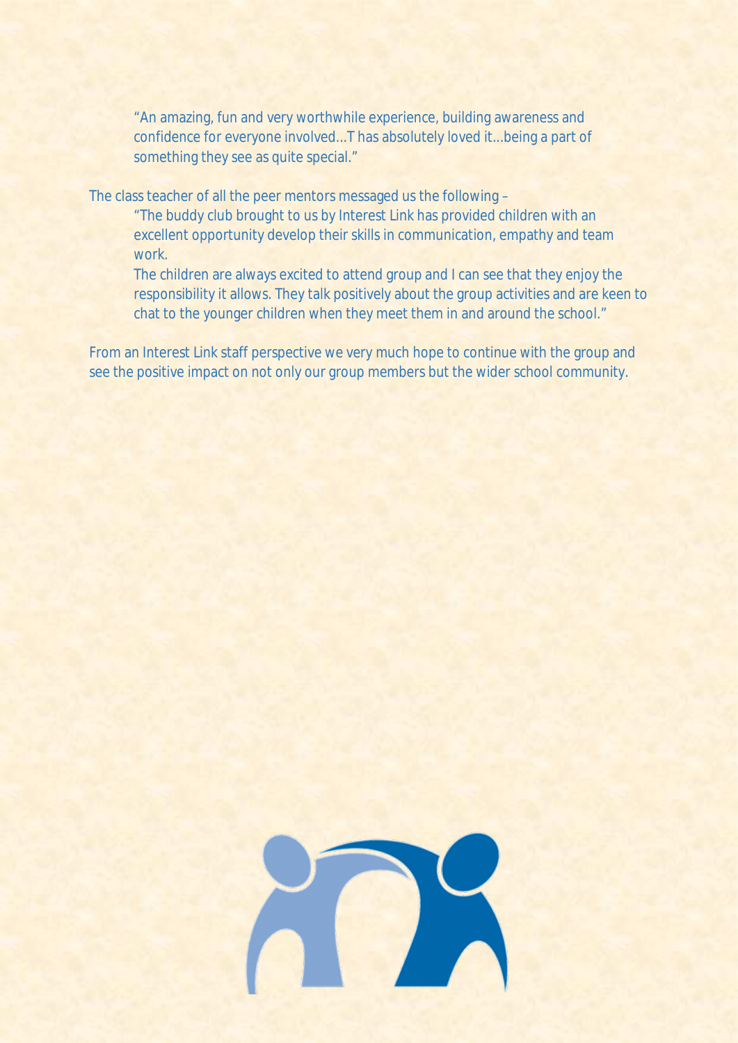> "An amazing, fun and very worthwhile experience, building awareness and confidence for everyone involved…T has absolutely loved it…being a part of something they see as quite special."

The class teacher of all the peer mentors messaged us the following –

> "The buddy club brought to us by Interest Link has provided children with an excellent opportunity develop their skills in communication, empathy and team work.
>
> The children are always excited to attend group and I can see that they enjoy the responsibility it allows. They talk positively about the group activities and are keen to chat to the younger children when they meet them in and around the school."

From an Interest Link staff perspective we very much hope to continue with the group and see the positive impact on not only our group members but the wider school community.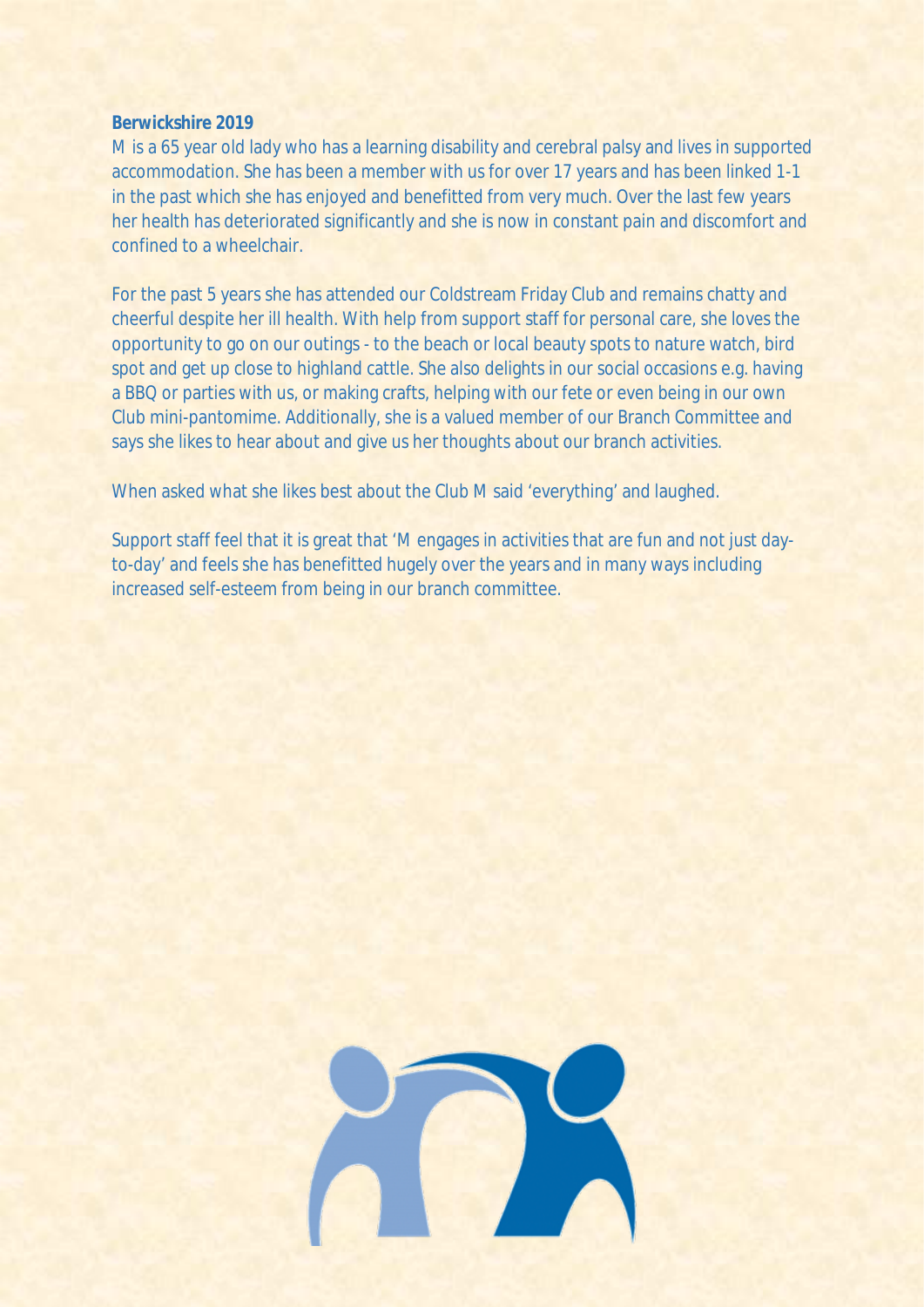**Berwickshire 2019**

M is a 65 year old lady who has a learning disability and cerebral palsy and lives in supported accommodation. She has been a member with us for over 17 years and has been linked 1-1 in the past which she has enjoyed and benefitted from very much. Over the last few years her health has deteriorated significantly and she is now in constant pain and discomfort and confined to a wheelchair.

For the past 5 years she has attended our Coldstream Friday Club and remains chatty and cheerful despite her ill health. With help from support staff for personal care, she loves the opportunity to go on our outings - to the beach or local beauty spots to nature watch, bird spot and get up close to highland cattle. She also delights in our social occasions e.g. having a BBQ or parties with us, or making crafts, helping with our fete or even being in our own Club mini-pantomime. Additionally, she is a valued member of our Branch Committee and says she likes to hear about and give us her thoughts about our branch activities.

When asked what she likes best about the Club M said 'everything' and laughed.

Support staff feel that it is great that 'M engages in activities that are fun and not just day-to-day' and feels she has benefitted hugely over the years and in many ways including increased self-esteem from being in our branch committee.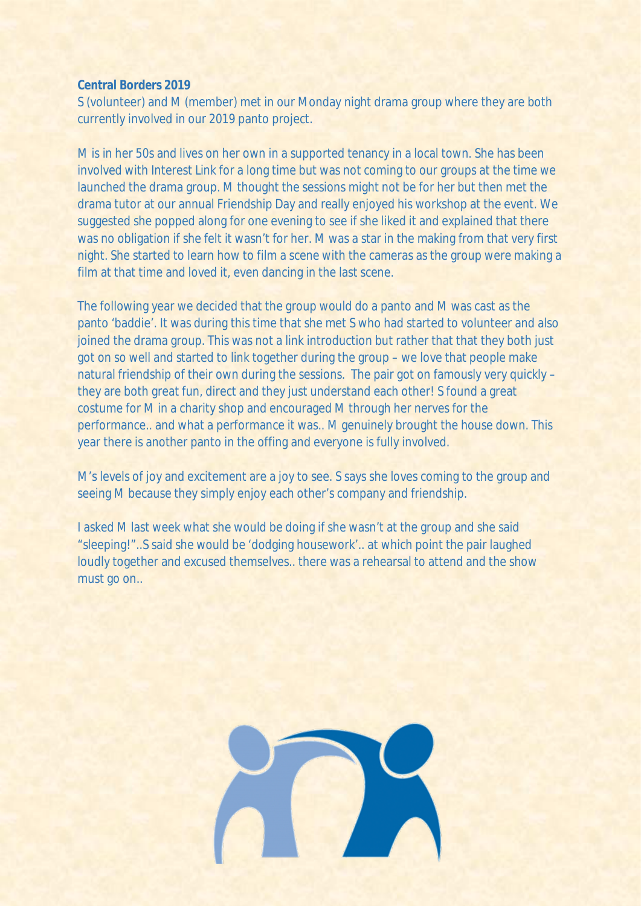**Central Borders 2019**

S (volunteer) and M (member) met in our Monday night drama group where they are both currently involved in our 2019 panto project.

M is in her 50s and lives on her own in a supported tenancy in a local town. She has been involved with Interest Link for a long time but was not coming to our groups at the time we launched the drama group. M thought the sessions might not be for her but then met the drama tutor at our annual Friendship Day and really enjoyed his workshop at the event. We suggested she popped along for one evening to see if she liked it and explained that there was no obligation if she felt it wasn't for her. M was a star in the making from that very first night. She started to learn how to film a scene with the cameras as the group were making a film at that time and loved it, even dancing in the last scene.

The following year we decided that the group would do a panto and M was cast as the panto 'baddie'. It was during this time that she met S who had started to volunteer and also joined the drama group. This was not a link introduction but rather that that they both just got on so well and started to link together during the group – we love that people make natural friendship of their own during the sessions. The pair got on famously very quickly – they are both great fun, direct and they just understand each other! S found a great costume for M in a charity shop and encouraged M through her nerves for the performance.. and what a performance it was.. M genuinely brought the house down. This year there is another panto in the offing and everyone is fully involved.

M's levels of joy and excitement are a joy to see. S says she loves coming to the group and seeing M because they simply enjoy each other's company and friendship.

I asked M last week what she would be doing if she wasn't at the group and she said "sleeping!"..S said she would be 'dodging housework'.. at which point the pair laughed loudly together and excused themselves.. there was a rehearsal to attend and the show must go on..